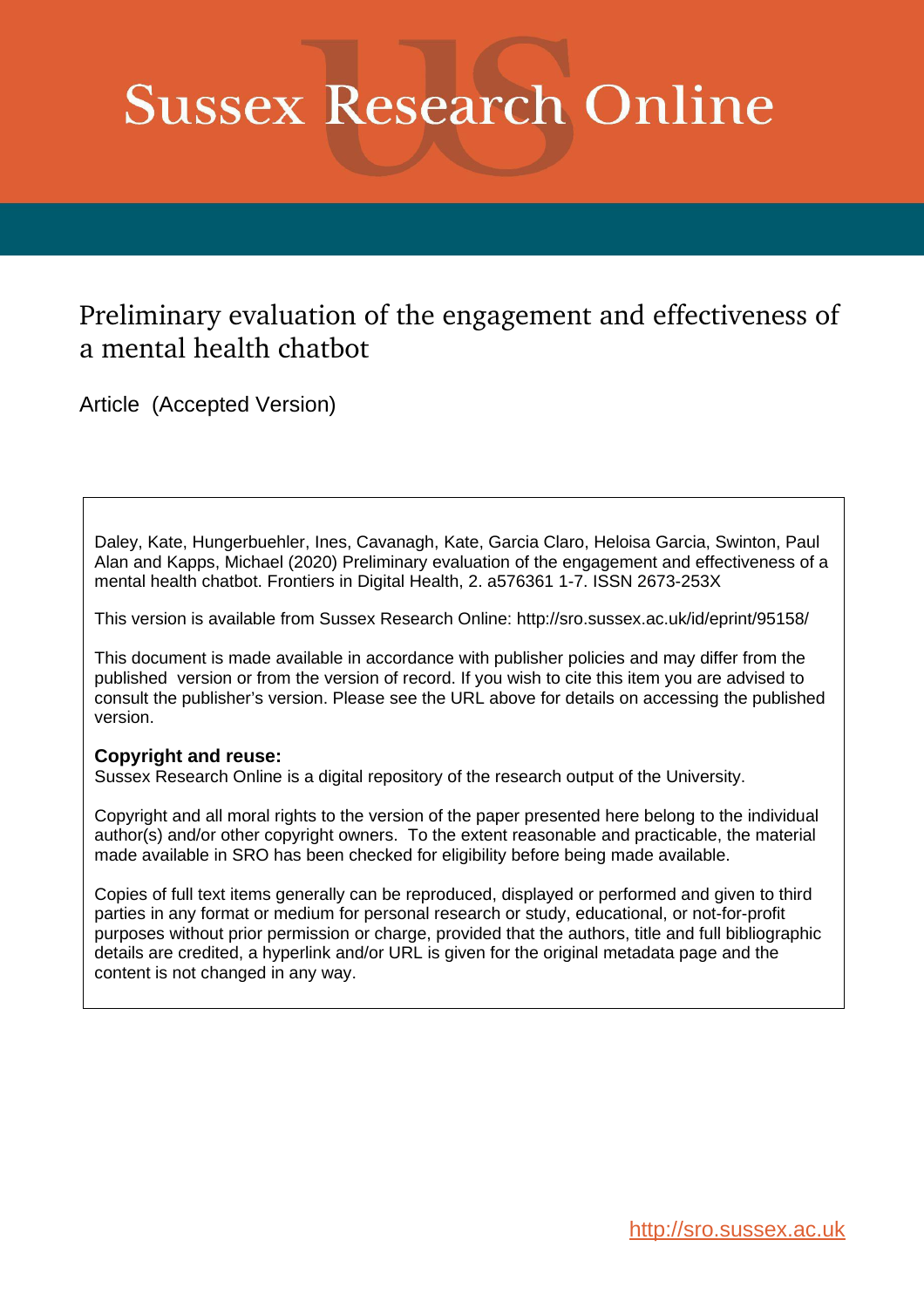# Sussex Research Online

## Preliminary evaluation of the engagement and effectiveness of a mental health chatbot

Article (Accepted Version)

Daley, Kate, Hungerbuehler, Ines, Cavanagh, Kate, Garcia Claro, Heloisa Garcia, Swinton, Paul Alan and Kapps, Michael (2020) Preliminary evaluation of the engagement and effectiveness of a mental health chatbot. Frontiers in Digital Health, 2. a576361 1-7. ISSN 2673-253X

This version is available from Sussex Research Online: http://sro.sussex.ac.uk/id/eprint/95158/

This document is made available in accordance with publisher policies and may differ from the published version or from the version of record. If you wish to cite this item you are advised to consult the publisher's version. Please see the URL above for details on accessing the published version.

**Copyright and reuse:**
Sussex Research Online is a digital repository of the research output of the University.

Copyright and all moral rights to the version of the paper presented here belong to the individual author(s) and/or other copyright owners. To the extent reasonable and practicable, the material made available in SRO has been checked for eligibility before being made available.

Copies of full text items generally can be reproduced, displayed or performed and given to third parties in any format or medium for personal research or study, educational, or not-for-profit purposes without prior permission or charge, provided that the authors, title and full bibliographic details are credited, a hyperlink and/or URL is given for the original metadata page and the content is not changed in any way.

http://sro.sussex.ac.uk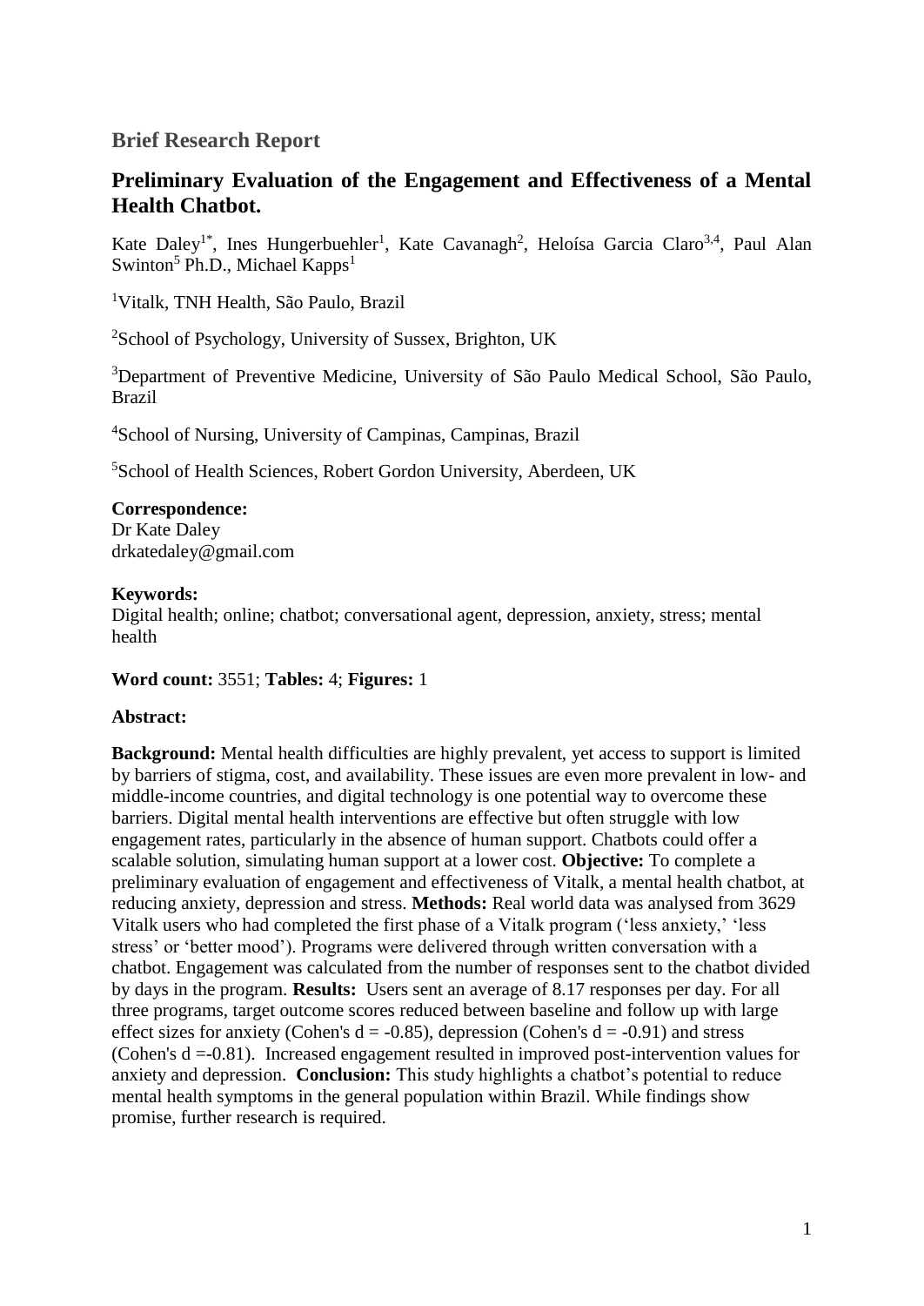## Brief Research Report

# Preliminary Evaluation of the Engagement and Effectiveness of a Mental Health Chatbot.

Kate Daley[1*], Ines Hungerbuehler[1], Kate Cavanagh[2], Heloísa Garcia Claro[3,4], Paul Alan Swinton[5] Ph.D., Michael Kapps[1]

[1]Vitalk, TNH Health, São Paulo, Brazil

[2]School of Psychology, University of Sussex, Brighton, UK

[3]Department of Preventive Medicine, University of São Paulo Medical School, São Paulo, Brazil

[4]School of Nursing, University of Campinas, Campinas, Brazil

[5]School of Health Sciences, Robert Gordon University, Aberdeen, UK

**Correspondence:**
Dr Kate Daley
drkatedaley@gmail.com

**Keywords:**
Digital health; online; chatbot; conversational agent, depression, anxiety, stress; mental health

**Word count:** 3551; **Tables:** 4; **Figures:** 1

**Abstract:**

**Background:** Mental health difficulties are highly prevalent, yet access to support is limited by barriers of stigma, cost, and availability. These issues are even more prevalent in low- and middle-income countries, and digital technology is one potential way to overcome these barriers. Digital mental health interventions are effective but often struggle with low engagement rates, particularly in the absence of human support. Chatbots could offer a scalable solution, simulating human support at a lower cost. **Objective:** To complete a preliminary evaluation of engagement and effectiveness of Vitalk, a mental health chatbot, at reducing anxiety, depression and stress. **Methods:** Real world data was analysed from 3629 Vitalk users who had completed the first phase of a Vitalk program ('less anxiety,' 'less stress' or 'better mood'). Programs were delivered through written conversation with a chatbot. Engagement was calculated from the number of responses sent to the chatbot divided by days in the program. **Results:** Users sent an average of 8.17 responses per day. For all three programs, target outcome scores reduced between baseline and follow up with large effect sizes for anxiety (Cohen's d = -0.85), depression (Cohen's d = -0.91) and stress (Cohen's d =-0.81). Increased engagement resulted in improved post-intervention values for anxiety and depression. **Conclusion:** This study highlights a chatbot's potential to reduce mental health symptoms in the general population within Brazil. While findings show promise, further research is required.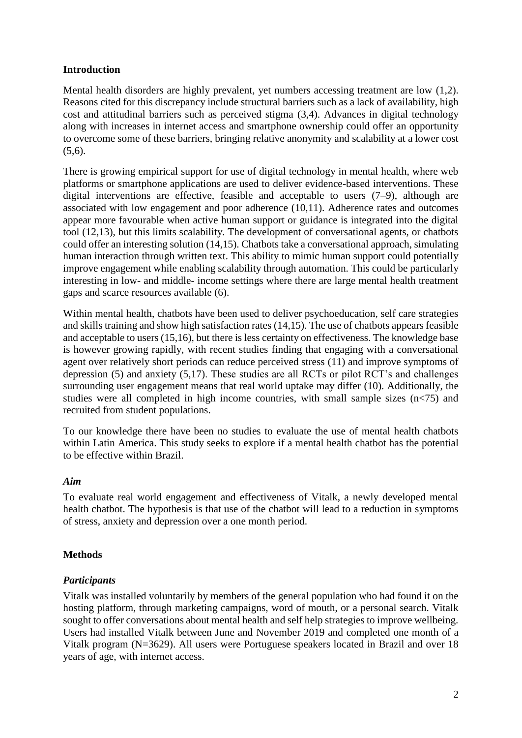## Introduction

Mental health disorders are highly prevalent, yet numbers accessing treatment are low (1,2). Reasons cited for this discrepancy include structural barriers such as a lack of availability, high cost and attitudinal barriers such as perceived stigma (3,4). Advances in digital technology along with increases in internet access and smartphone ownership could offer an opportunity to overcome some of these barriers, bringing relative anonymity and scalability at a lower cost (5,6).

There is growing empirical support for use of digital technology in mental health, where web platforms or smartphone applications are used to deliver evidence-based interventions. These digital interventions are effective, feasible and acceptable to users (7–9), although are associated with low engagement and poor adherence (10,11). Adherence rates and outcomes appear more favourable when active human support or guidance is integrated into the digital tool (12,13), but this limits scalability. The development of conversational agents, or chatbots could offer an interesting solution (14,15). Chatbots take a conversational approach, simulating human interaction through written text. This ability to mimic human support could potentially improve engagement while enabling scalability through automation. This could be particularly interesting in low- and middle- income settings where there are large mental health treatment gaps and scarce resources available (6).

Within mental health, chatbots have been used to deliver psychoeducation, self care strategies and skills training and show high satisfaction rates (14,15). The use of chatbots appears feasible and acceptable to users (15,16), but there is less certainty on effectiveness. The knowledge base is however growing rapidly, with recent studies finding that engaging with a conversational agent over relatively short periods can reduce perceived stress (11) and improve symptoms of depression (5) and anxiety (5,17). These studies are all RCTs or pilot RCT's and challenges surrounding user engagement means that real world uptake may differ (10). Additionally, the studies were all completed in high income countries, with small sample sizes (n<75) and recruited from student populations.

To our knowledge there have been no studies to evaluate the use of mental health chatbots within Latin America. This study seeks to explore if a mental health chatbot has the potential to be effective within Brazil.

### *Aim*

To evaluate real world engagement and effectiveness of Vitalk, a newly developed mental health chatbot. The hypothesis is that use of the chatbot will lead to a reduction in symptoms of stress, anxiety and depression over a one month period.

## Methods

### *Participants*

Vitalk was installed voluntarily by members of the general population who had found it on the hosting platform, through marketing campaigns, word of mouth, or a personal search. Vitalk sought to offer conversations about mental health and self help strategies to improve wellbeing. Users had installed Vitalk between June and November 2019 and completed one month of a Vitalk program (N=3629). All users were Portuguese speakers located in Brazil and over 18 years of age, with internet access.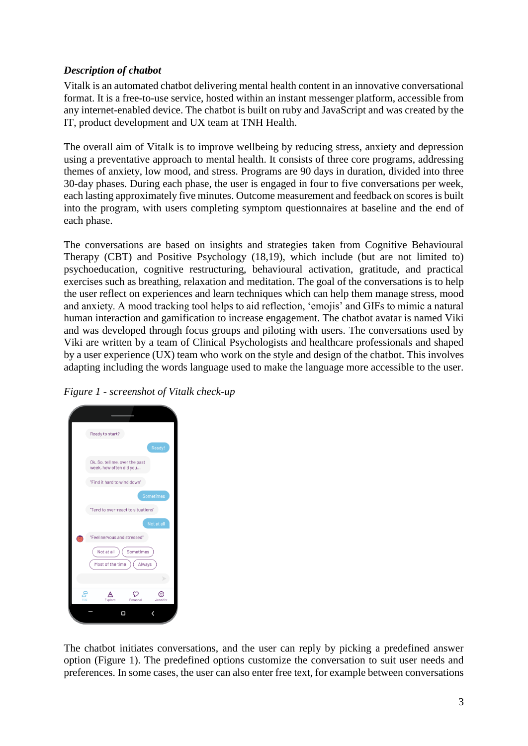### *Description of chatbot*

Vitalk is an automated chatbot delivering mental health content in an innovative conversational format. It is a free-to-use service, hosted within an instant messenger platform, accessible from any internet-enabled device. The chatbot is built on ruby and JavaScript and was created by the IT, product development and UX team at TNH Health.

The overall aim of Vitalk is to improve wellbeing by reducing stress, anxiety and depression using a preventative approach to mental health. It consists of three core programs, addressing themes of anxiety, low mood, and stress. Programs are 90 days in duration, divided into three 30-day phases. During each phase, the user is engaged in four to five conversations per week, each lasting approximately five minutes. Outcome measurement and feedback on scores is built into the program, with users completing symptom questionnaires at baseline and the end of each phase.

The conversations are based on insights and strategies taken from Cognitive Behavioural Therapy (CBT) and Positive Psychology (18,19), which include (but are not limited to) psychoeducation, cognitive restructuring, behavioural activation, gratitude, and practical exercises such as breathing, relaxation and meditation. The goal of the conversations is to help the user reflect on experiences and learn techniques which can help them manage stress, mood and anxiety. A mood tracking tool helps to aid reflection, 'emojis' and GIFs to mimic a natural human interaction and gamification to increase engagement. The chatbot avatar is named Viki and was developed through focus groups and piloting with users. The conversations used by Viki are written by a team of Clinical Psychologists and healthcare professionals and shaped by a user experience (UX) team who work on the style and design of the chatbot. This involves adapting including the words language used to make the language more accessible to the user.

*Figure 1 - screenshot of Vitalk check-up*

The chatbot initiates conversations, and the user can reply by picking a predefined answer option (Figure 1). The predefined options customize the conversation to suit user needs and preferences. In some cases, the user can also enter free text, for example between conversations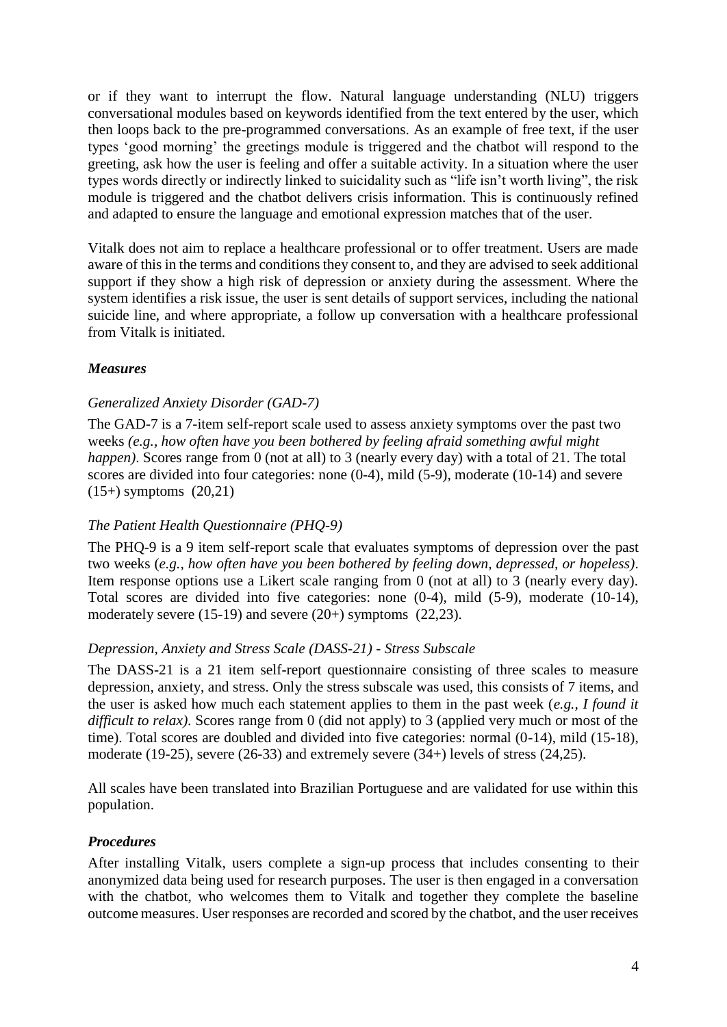or if they want to interrupt the flow. Natural language understanding (NLU) triggers conversational modules based on keywords identified from the text entered by the user, which then loops back to the pre-programmed conversations. As an example of free text, if the user types 'good morning' the greetings module is triggered and the chatbot will respond to the greeting, ask how the user is feeling and offer a suitable activity. In a situation where the user types words directly or indirectly linked to suicidality such as "life isn't worth living", the risk module is triggered and the chatbot delivers crisis information. This is continuously refined and adapted to ensure the language and emotional expression matches that of the user.

Vitalk does not aim to replace a healthcare professional or to offer treatment. Users are made aware of this in the terms and conditions they consent to, and they are advised to seek additional support if they show a high risk of depression or anxiety during the assessment. Where the system identifies a risk issue, the user is sent details of support services, including the national suicide line, and where appropriate, a follow up conversation with a healthcare professional from Vitalk is initiated.

### *Measures*

#### *Generalized Anxiety Disorder (GAD-7)*

The GAD-7 is a 7-item self-report scale used to assess anxiety symptoms over the past two weeks *(e.g., how often have you been bothered by feeling afraid something awful might happen)*. Scores range from 0 (not at all) to 3 (nearly every day) with a total of 21. The total scores are divided into four categories: none (0-4), mild (5-9), moderate (10-14) and severe (15+) symptoms (20,21)

#### *The Patient Health Questionnaire (PHQ-9)*

The PHQ-9 is a 9 item self-report scale that evaluates symptoms of depression over the past two weeks (*e.g., how often have you been bothered by feeling down, depressed, or hopeless)*. Item response options use a Likert scale ranging from 0 (not at all) to 3 (nearly every day). Total scores are divided into five categories: none (0-4), mild (5-9), moderate (10-14), moderately severe (15-19) and severe (20+) symptoms (22,23).

#### *Depression, Anxiety and Stress Scale (DASS-21) - Stress Subscale*

The DASS-21 is a 21 item self-report questionnaire consisting of three scales to measure depression, anxiety, and stress. Only the stress subscale was used, this consists of 7 items, and the user is asked how much each statement applies to them in the past week (*e.g., I found it difficult to relax).* Scores range from 0 (did not apply) to 3 (applied very much or most of the time). Total scores are doubled and divided into five categories: normal (0-14), mild (15-18), moderate (19-25), severe (26-33) and extremely severe (34+) levels of stress (24,25).

All scales have been translated into Brazilian Portuguese and are validated for use within this population.

### *Procedures*

After installing Vitalk, users complete a sign-up process that includes consenting to their anonymized data being used for research purposes. The user is then engaged in a conversation with the chatbot, who welcomes them to Vitalk and together they complete the baseline outcome measures. User responses are recorded and scored by the chatbot, and the user receives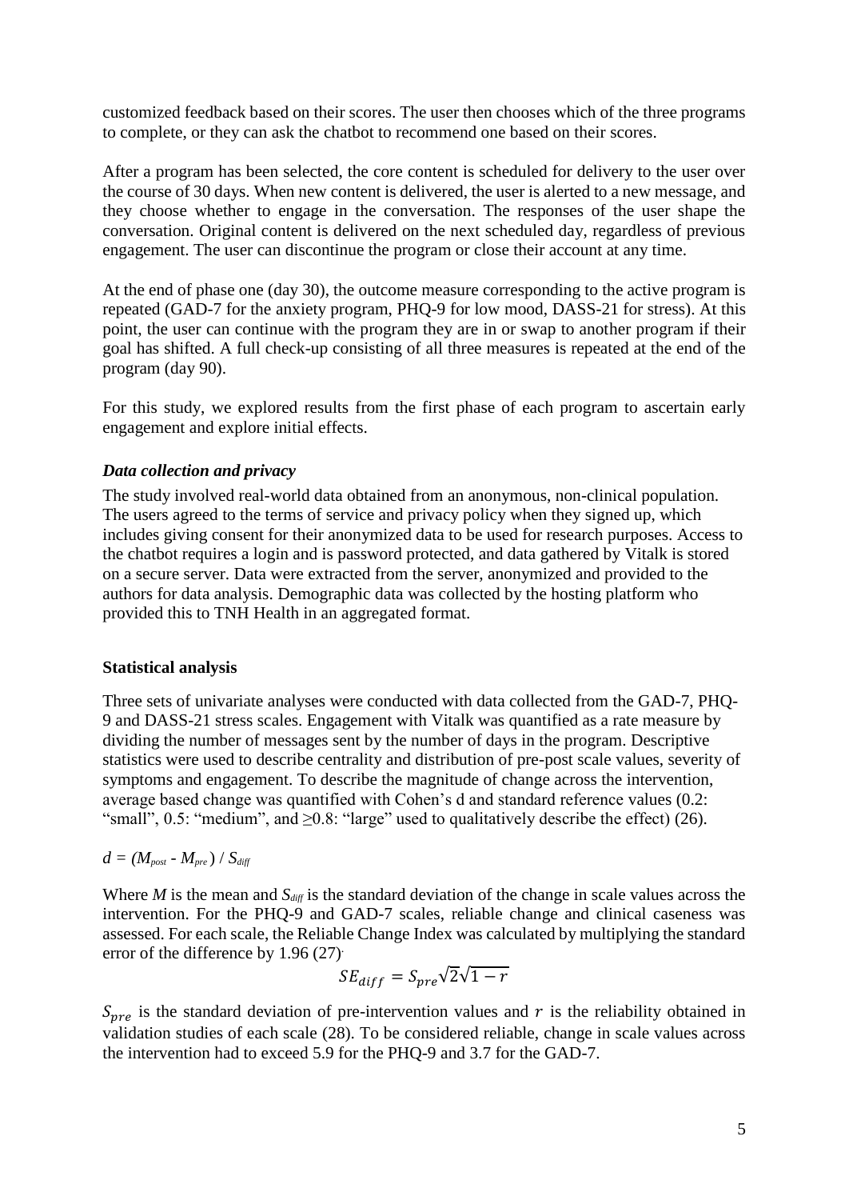customized feedback based on their scores. The user then chooses which of the three programs to complete, or they can ask the chatbot to recommend one based on their scores.

After a program has been selected, the core content is scheduled for delivery to the user over the course of 30 days. When new content is delivered, the user is alerted to a new message, and they choose whether to engage in the conversation. The responses of the user shape the conversation. Original content is delivered on the next scheduled day, regardless of previous engagement. The user can discontinue the program or close their account at any time.

At the end of phase one (day 30), the outcome measure corresponding to the active program is repeated (GAD-7 for the anxiety program, PHQ-9 for low mood, DASS-21 for stress). At this point, the user can continue with the program they are in or swap to another program if their goal has shifted. A full check-up consisting of all three measures is repeated at the end of the program (day 90).

For this study, we explored results from the first phase of each program to ascertain early engagement and explore initial effects.

### *Data collection and privacy*

The study involved real-world data obtained from an anonymous, non-clinical population. The users agreed to the terms of service and privacy policy when they signed up, which includes giving consent for their anonymized data to be used for research purposes. Access to the chatbot requires a login and is password protected, and data gathered by Vitalk is stored on a secure server. Data were extracted from the server, anonymized and provided to the authors for data analysis. Demographic data was collected by the hosting platform who provided this to TNH Health in an aggregated format.

## **Statistical analysis**

Three sets of univariate analyses were conducted with data collected from the GAD-7, PHQ-9 and DASS-21 stress scales. Engagement with Vitalk was quantified as a rate measure by dividing the number of messages sent by the number of days in the program. Descriptive statistics were used to describe centrality and distribution of pre-post scale values, severity of symptoms and engagement. To describe the magnitude of change across the intervention, average based change was quantified with Cohen's d and standard reference values (0.2: "small", 0.5: "medium", and ≥0.8: "large" used to qualitatively describe the effect) (26).

$$d = (M_{post} - M_{pre}) / S_{diff}$$

Where $M$ is the mean and $S_{diff}$ is the standard deviation of the change in scale values across the intervention. For the PHQ-9 and GAD-7 scales, reliable change and clinical caseness was assessed. For each scale, the Reliable Change Index was calculated by multiplying the standard error of the difference by 1.96 (27).

$$SE_{diff} = S_{pre}\sqrt{2}\sqrt{1-r}$$

$S_{pre}$ is the standard deviation of pre-intervention values and $r$ is the reliability obtained in validation studies of each scale (28). To be considered reliable, change in scale values across the intervention had to exceed 5.9 for the PHQ-9 and 3.7 for the GAD-7.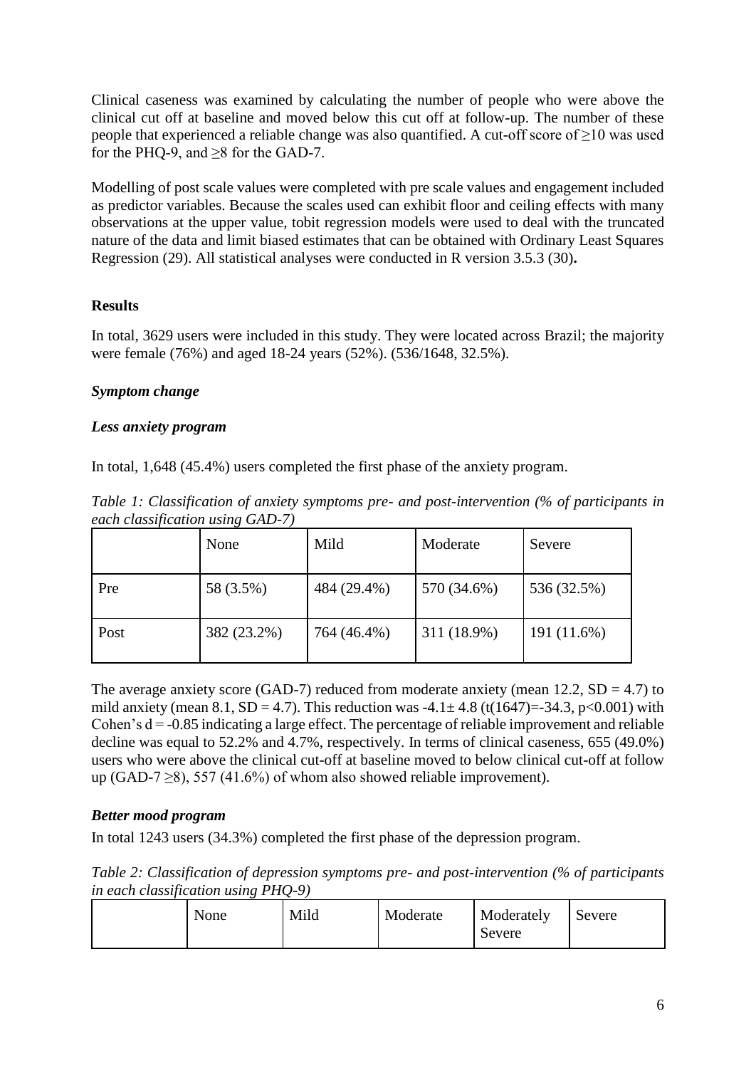Clinical caseness was examined by calculating the number of people who were above the clinical cut off at baseline and moved below this cut off at follow-up. The number of these people that experienced a reliable change was also quantified. A cut-off score of ≥10 was used for the PHQ-9, and ≥8 for the GAD-7.

Modelling of post scale values were completed with pre scale values and engagement included as predictor variables. Because the scales used can exhibit floor and ceiling effects with many observations at the upper value, tobit regression models were used to deal with the truncated nature of the data and limit biased estimates that can be obtained with Ordinary Least Squares Regression (29). All statistical analyses were conducted in R version 3.5.3 (30)**.**

## Results

In total, 3629 users were included in this study. They were located across Brazil; the majority were female (76%) and aged 18-24 years (52%). (536/1648, 32.5%).

### *Symptom change*

### *Less anxiety program*

In total, 1,648 (45.4%) users completed the first phase of the anxiety program.

*Table 1: Classification of anxiety symptoms pre- and post-intervention (% of participants in each classification using GAD-7)*

| | None | Mild | Moderate | Severe |
|---|---|---|---|---|
| Pre | 58 (3.5%) | 484 (29.4%) | 570 (34.6%) | 536 (32.5%) |
| Post | 382 (23.2%) | 764 (46.4%) | 311 (18.9%) | 191 (11.6%) |

The average anxiety score (GAD-7) reduced from moderate anxiety (mean 12.2, $SD = 4.7$) to mild anxiety (mean 8.1, $SD = 4.7$). This reduction was $-4.1 \pm 4.8$ ($t(1647) = -34.3$, $p < 0.001$) with Cohen's $d = -0.85$ indicating a large effect. The percentage of reliable improvement and reliable decline was equal to 52.2% and 4.7%, respectively. In terms of clinical caseness, 655 (49.0%) users who were above the clinical cut-off at baseline moved to below clinical cut-off at follow up (GAD-7 ≥8), 557 (41.6%) of whom also showed reliable improvement).

### *Better mood program*

In total 1243 users (34.3%) completed the first phase of the depression program.

*Table 2: Classification of depression symptoms pre- and post-intervention (% of participants in each classification using PHQ-9)*

| | None | Mild | Moderate | Moderately Severe | Severe |
|---|---|---|---|---|---|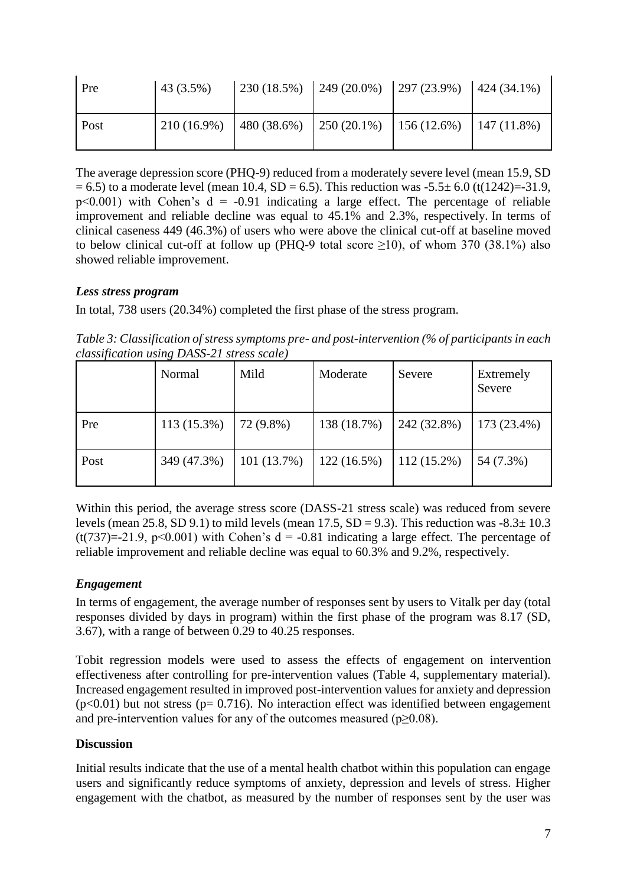| Pre | 43 (3.5%) | 230 (18.5%) | 249 (20.0%) | 297 (23.9%) | 424 (34.1%) |
|---|---|---|---|---|---|
| Post | 210 (16.9%) | 480 (38.6%) | 250 (20.1%) | 156 (12.6%) | 147 (11.8%) |

The average depression score (PHQ-9) reduced from a moderately severe level (mean 15.9, SD = 6.5) to a moderate level (mean 10.4, SD = 6.5). This reduction was -5.5± 6.0 ($t(1242)$=-31.9, $p<0.001$) with Cohen's $d$ = -0.91 indicating a large effect. The percentage of reliable improvement and reliable decline was equal to 45.1% and 2.3%, respectively. In terms of clinical caseness 449 (46.3%) of users who were above the clinical cut-off at baseline moved to below clinical cut-off at follow up (PHQ-9 total score ≥10), of whom 370 (38.1%) also showed reliable improvement.

### *Less stress program*

In total, 738 users (20.34%) completed the first phase of the stress program.

*Table 3: Classification of stress symptoms pre- and post-intervention (% of participants in each classification using DASS-21 stress scale)*

| | Normal | Mild | Moderate | Severe | Extremely Severe |
|---|---|---|---|---|---|
| Pre | 113 (15.3%) | 72 (9.8%) | 138 (18.7%) | 242 (32.8%) | 173 (23.4%) |
| Post | 349 (47.3%) | 101 (13.7%) | 122 (16.5%) | 112 (15.2%) | 54 (7.3%) |

Within this period, the average stress score (DASS-21 stress scale) was reduced from severe levels (mean 25.8, SD 9.1) to mild levels (mean 17.5, SD = 9.3). This reduction was -8.3± 10.3 ($t(737)$=-21.9, $p<0.001$) with Cohen's $d$ = -0.81 indicating a large effect. The percentage of reliable improvement and reliable decline was equal to 60.3% and 9.2%, respectively.

### *Engagement*

In terms of engagement, the average number of responses sent by users to Vitalk per day (total responses divided by days in program) within the first phase of the program was 8.17 (SD, 3.67), with a range of between 0.29 to 40.25 responses.

Tobit regression models were used to assess the effects of engagement on intervention effectiveness after controlling for pre-intervention values (Table 4, supplementary material). Increased engagement resulted in improved post-intervention values for anxiety and depression ($p<0.01$) but not stress ($p$= 0.716). No interaction effect was identified between engagement and pre-intervention values for any of the outcomes measured ($p\geq0.08$).

## **Discussion**

Initial results indicate that the use of a mental health chatbot within this population can engage users and significantly reduce symptoms of anxiety, depression and levels of stress. Higher engagement with the chatbot, as measured by the number of responses sent by the user was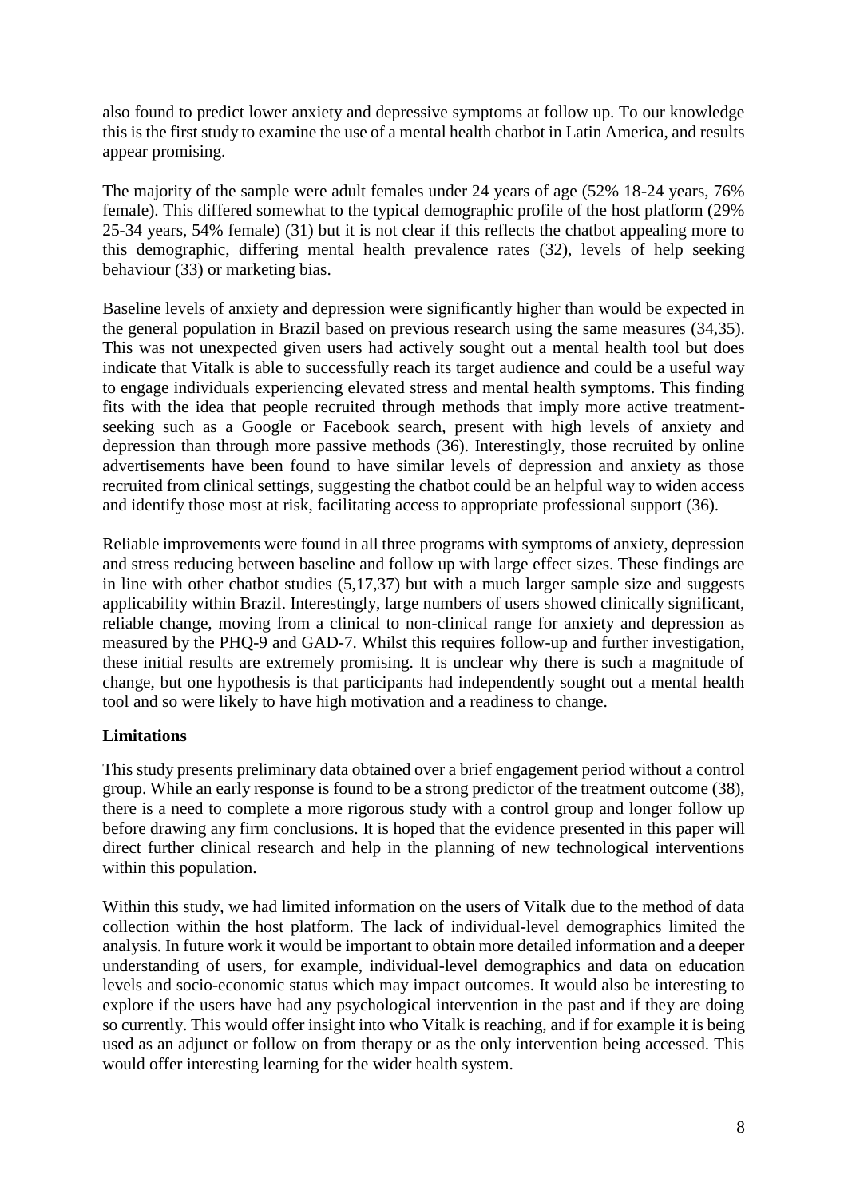also found to predict lower anxiety and depressive symptoms at follow up. To our knowledge this is the first study to examine the use of a mental health chatbot in Latin America, and results appear promising.

The majority of the sample were adult females under 24 years of age (52% 18-24 years, 76% female). This differed somewhat to the typical demographic profile of the host platform (29% 25-34 years, 54% female) (31) but it is not clear if this reflects the chatbot appealing more to this demographic, differing mental health prevalence rates (32), levels of help seeking behaviour (33) or marketing bias.

Baseline levels of anxiety and depression were significantly higher than would be expected in the general population in Brazil based on previous research using the same measures (34,35). This was not unexpected given users had actively sought out a mental health tool but does indicate that Vitalk is able to successfully reach its target audience and could be a useful way to engage individuals experiencing elevated stress and mental health symptoms. This finding fits with the idea that people recruited through methods that imply more active treatment-seeking such as a Google or Facebook search, present with high levels of anxiety and depression than through more passive methods (36). Interestingly, those recruited by online advertisements have been found to have similar levels of depression and anxiety as those recruited from clinical settings, suggesting the chatbot could be an helpful way to widen access and identify those most at risk, facilitating access to appropriate professional support (36).

Reliable improvements were found in all three programs with symptoms of anxiety, depression and stress reducing between baseline and follow up with large effect sizes. These findings are in line with other chatbot studies (5,17,37) but with a much larger sample size and suggests applicability within Brazil. Interestingly, large numbers of users showed clinically significant, reliable change, moving from a clinical to non-clinical range for anxiety and depression as measured by the PHQ-9 and GAD-7. Whilst this requires follow-up and further investigation, these initial results are extremely promising. It is unclear why there is such a magnitude of change, but one hypothesis is that participants had independently sought out a mental health tool and so were likely to have high motivation and a readiness to change.

**Limitations**

This study presents preliminary data obtained over a brief engagement period without a control group. While an early response is found to be a strong predictor of the treatment outcome (38), there is a need to complete a more rigorous study with a control group and longer follow up before drawing any firm conclusions. It is hoped that the evidence presented in this paper will direct further clinical research and help in the planning of new technological interventions within this population.

Within this study, we had limited information on the users of Vitalk due to the method of data collection within the host platform. The lack of individual-level demographics limited the analysis. In future work it would be important to obtain more detailed information and a deeper understanding of users, for example, individual-level demographics and data on education levels and socio-economic status which may impact outcomes. It would also be interesting to explore if the users have had any psychological intervention in the past and if they are doing so currently. This would offer insight into who Vitalk is reaching, and if for example it is being used as an adjunct or follow on from therapy or as the only intervention being accessed. This would offer interesting learning for the wider health system.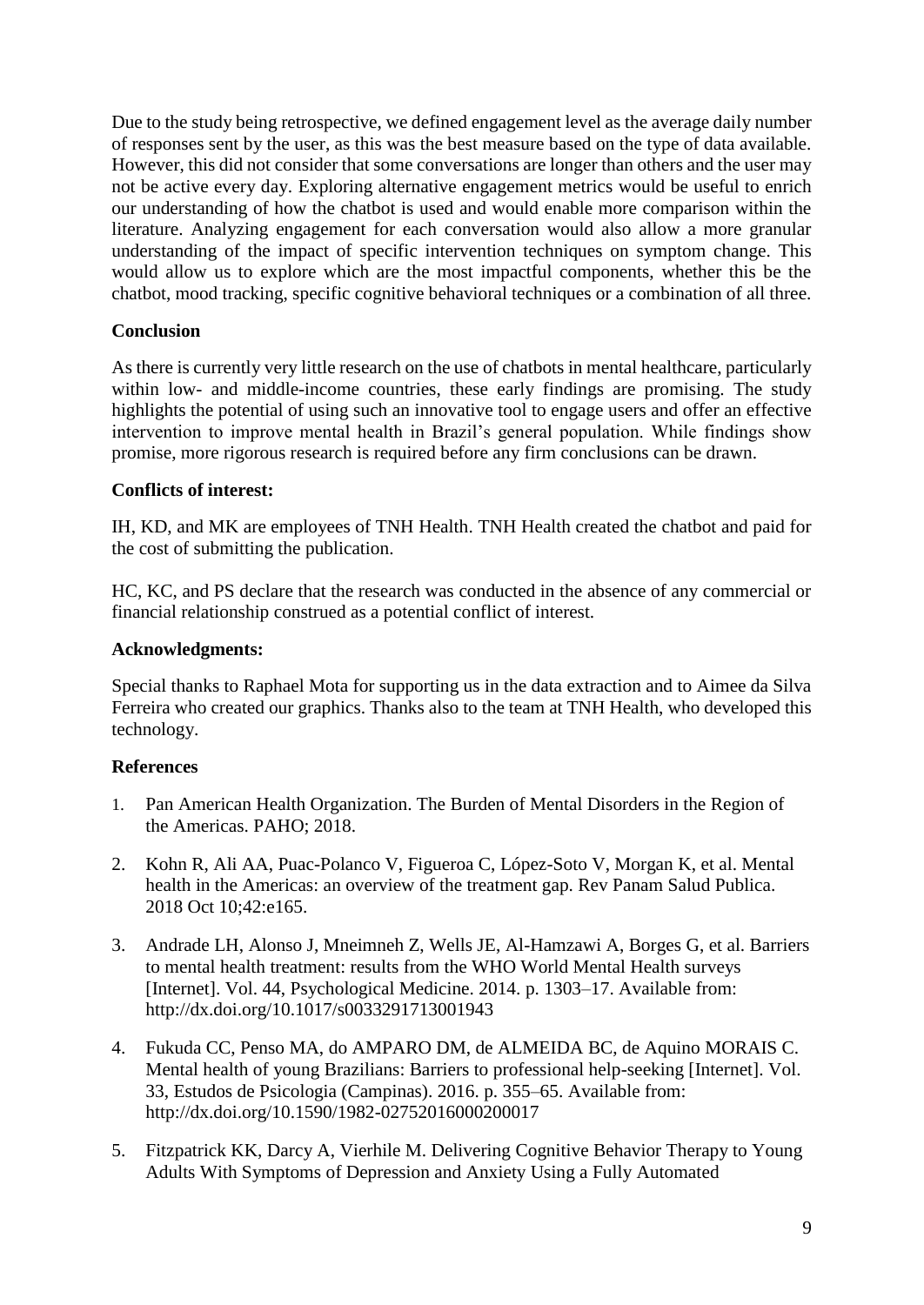Due to the study being retrospective, we defined engagement level as the average daily number of responses sent by the user, as this was the best measure based on the type of data available. However, this did not consider that some conversations are longer than others and the user may not be active every day. Exploring alternative engagement metrics would be useful to enrich our understanding of how the chatbot is used and would enable more comparison within the literature. Analyzing engagement for each conversation would also allow a more granular understanding of the impact of specific intervention techniques on symptom change. This would allow us to explore which are the most impactful components, whether this be the chatbot, mood tracking, specific cognitive behavioral techniques or a combination of all three.

## Conclusion

As there is currently very little research on the use of chatbots in mental healthcare, particularly within low- and middle-income countries, these early findings are promising. The study highlights the potential of using such an innovative tool to engage users and offer an effective intervention to improve mental health in Brazil's general population. While findings show promise, more rigorous research is required before any firm conclusions can be drawn.

## Conflicts of interest:

IH, KD, and MK are employees of TNH Health. TNH Health created the chatbot and paid for the cost of submitting the publication.

HC, KC, and PS declare that the research was conducted in the absence of any commercial or financial relationship construed as a potential conflict of interest.

## Acknowledgments:

Special thanks to Raphael Mota for supporting us in the data extraction and to Aimee da Silva Ferreira who created our graphics. Thanks also to the team at TNH Health, who developed this technology.

## References

1. Pan American Health Organization. The Burden of Mental Disorders in the Region of the Americas. PAHO; 2018.
2. Kohn R, Ali AA, Puac-Polanco V, Figueroa C, López-Soto V, Morgan K, et al. Mental health in the Americas: an overview of the treatment gap. Rev Panam Salud Publica. 2018 Oct 10;42:e165.
3. Andrade LH, Alonso J, Mneimneh Z, Wells JE, Al-Hamzawi A, Borges G, et al. Barriers to mental health treatment: results from the WHO World Mental Health surveys [Internet]. Vol. 44, Psychological Medicine. 2014. p. 1303–17. Available from: http://dx.doi.org/10.1017/s0033291713001943
4. Fukuda CC, Penso MA, do AMPARO DM, de ALMEIDA BC, de Aquino MORAIS C. Mental health of young Brazilians: Barriers to professional help-seeking [Internet]. Vol. 33, Estudos de Psicologia (Campinas). 2016. p. 355–65. Available from: http://dx.doi.org/10.1590/1982-02752016000200017
5. Fitzpatrick KK, Darcy A, Vierhile M. Delivering Cognitive Behavior Therapy to Young Adults With Symptoms of Depression and Anxiety Using a Fully Automated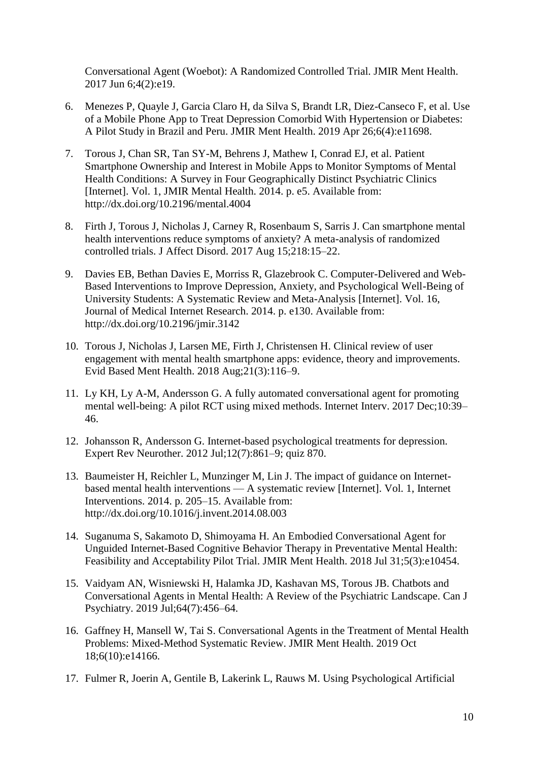Conversational Agent (Woebot): A Randomized Controlled Trial. JMIR Ment Health. 2017 Jun 6;4(2):e19.

6. Menezes P, Quayle J, Garcia Claro H, da Silva S, Brandt LR, Diez-Canseco F, et al. Use of a Mobile Phone App to Treat Depression Comorbid With Hypertension or Diabetes: A Pilot Study in Brazil and Peru. JMIR Ment Health. 2019 Apr 26;6(4):e11698.

7. Torous J, Chan SR, Tan SY-M, Behrens J, Mathew I, Conrad EJ, et al. Patient Smartphone Ownership and Interest in Mobile Apps to Monitor Symptoms of Mental Health Conditions: A Survey in Four Geographically Distinct Psychiatric Clinics [Internet]. Vol. 1, JMIR Mental Health. 2014. p. e5. Available from: http://dx.doi.org/10.2196/mental.4004

8. Firth J, Torous J, Nicholas J, Carney R, Rosenbaum S, Sarris J. Can smartphone mental health interventions reduce symptoms of anxiety? A meta-analysis of randomized controlled trials. J Affect Disord. 2017 Aug 15;218:15–22.

9. Davies EB, Bethan Davies E, Morriss R, Glazebrook C. Computer-Delivered and Web-Based Interventions to Improve Depression, Anxiety, and Psychological Well-Being of University Students: A Systematic Review and Meta-Analysis [Internet]. Vol. 16, Journal of Medical Internet Research. 2014. p. e130. Available from: http://dx.doi.org/10.2196/jmir.3142

10. Torous J, Nicholas J, Larsen ME, Firth J, Christensen H. Clinical review of user engagement with mental health smartphone apps: evidence, theory and improvements. Evid Based Ment Health. 2018 Aug;21(3):116–9.

11. Ly KH, Ly A-M, Andersson G. A fully automated conversational agent for promoting mental well-being: A pilot RCT using mixed methods. Internet Interv. 2017 Dec;10:39–46.

12. Johansson R, Andersson G. Internet-based psychological treatments for depression. Expert Rev Neurother. 2012 Jul;12(7):861–9; quiz 870.

13. Baumeister H, Reichler L, Munzinger M, Lin J. The impact of guidance on Internet-based mental health interventions — A systematic review [Internet]. Vol. 1, Internet Interventions. 2014. p. 205–15. Available from: http://dx.doi.org/10.1016/j.invent.2014.08.003

14. Suganuma S, Sakamoto D, Shimoyama H. An Embodied Conversational Agent for Unguided Internet-Based Cognitive Behavior Therapy in Preventative Mental Health: Feasibility and Acceptability Pilot Trial. JMIR Ment Health. 2018 Jul 31;5(3):e10454.

15. Vaidyam AN, Wisniewski H, Halamka JD, Kashavan MS, Torous JB. Chatbots and Conversational Agents in Mental Health: A Review of the Psychiatric Landscape. Can J Psychiatry. 2019 Jul;64(7):456–64.

16. Gaffney H, Mansell W, Tai S. Conversational Agents in the Treatment of Mental Health Problems: Mixed-Method Systematic Review. JMIR Ment Health. 2019 Oct 18;6(10):e14166.

17. Fulmer R, Joerin A, Gentile B, Lakerink L, Rauws M. Using Psychological Artificial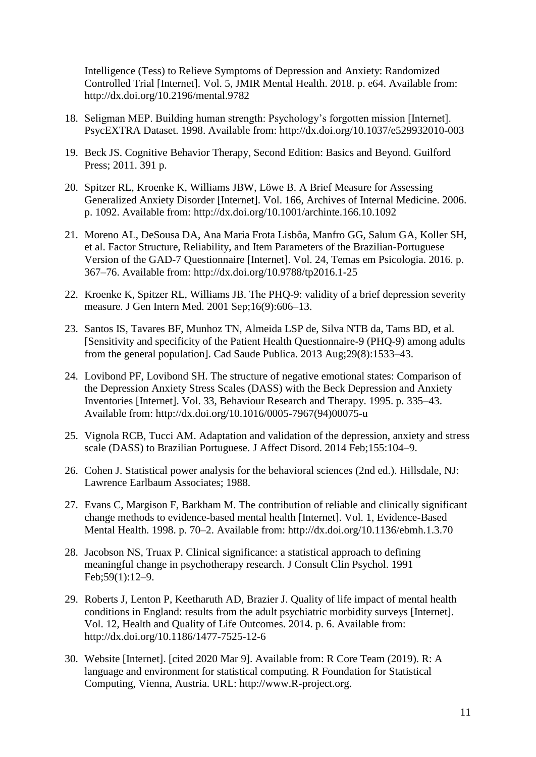Intelligence (Tess) to Relieve Symptoms of Depression and Anxiety: Randomized Controlled Trial [Internet]. Vol. 5, JMIR Mental Health. 2018. p. e64. Available from: http://dx.doi.org/10.2196/mental.9782

18. Seligman MEP. Building human strength: Psychology's forgotten mission [Internet]. PsycEXTRA Dataset. 1998. Available from: http://dx.doi.org/10.1037/e529932010-003

19. Beck JS. Cognitive Behavior Therapy, Second Edition: Basics and Beyond. Guilford Press; 2011. 391 p.

20. Spitzer RL, Kroenke K, Williams JBW, Löwe B. A Brief Measure for Assessing Generalized Anxiety Disorder [Internet]. Vol. 166, Archives of Internal Medicine. 2006. p. 1092. Available from: http://dx.doi.org/10.1001/archinte.166.10.1092

21. Moreno AL, DeSousa DA, Ana Maria Frota Lisbôa, Manfro GG, Salum GA, Koller SH, et al. Factor Structure, Reliability, and Item Parameters of the Brazilian-Portuguese Version of the GAD-7 Questionnaire [Internet]. Vol. 24, Temas em Psicologia. 2016. p. 367–76. Available from: http://dx.doi.org/10.9788/tp2016.1-25

22. Kroenke K, Spitzer RL, Williams JB. The PHQ-9: validity of a brief depression severity measure. J Gen Intern Med. 2001 Sep;16(9):606–13.

23. Santos IS, Tavares BF, Munhoz TN, Almeida LSP de, Silva NTB da, Tams BD, et al. [Sensitivity and specificity of the Patient Health Questionnaire-9 (PHQ-9) among adults from the general population]. Cad Saude Publica. 2013 Aug;29(8):1533–43.

24. Lovibond PF, Lovibond SH. The structure of negative emotional states: Comparison of the Depression Anxiety Stress Scales (DASS) with the Beck Depression and Anxiety Inventories [Internet]. Vol. 33, Behaviour Research and Therapy. 1995. p. 335–43. Available from: http://dx.doi.org/10.1016/0005-7967(94)00075-u

25. Vignola RCB, Tucci AM. Adaptation and validation of the depression, anxiety and stress scale (DASS) to Brazilian Portuguese. J Affect Disord. 2014 Feb;155:104–9.

26. Cohen J. Statistical power analysis for the behavioral sciences (2nd ed.). Hillsdale, NJ: Lawrence Earlbaum Associates; 1988.

27. Evans C, Margison F, Barkham M. The contribution of reliable and clinically significant change methods to evidence-based mental health [Internet]. Vol. 1, Evidence-Based Mental Health. 1998. p. 70–2. Available from: http://dx.doi.org/10.1136/ebmh.1.3.70

28. Jacobson NS, Truax P. Clinical significance: a statistical approach to defining meaningful change in psychotherapy research. J Consult Clin Psychol. 1991 Feb;59(1):12–9.

29. Roberts J, Lenton P, Keetharuth AD, Brazier J. Quality of life impact of mental health conditions in England: results from the adult psychiatric morbidity surveys [Internet]. Vol. 12, Health and Quality of Life Outcomes. 2014. p. 6. Available from: http://dx.doi.org/10.1186/1477-7525-12-6

30. Website [Internet]. [cited 2020 Mar 9]. Available from: R Core Team (2019). R: A language and environment for statistical computing. R Foundation for Statistical Computing, Vienna, Austria. URL: http://www.R-project.org.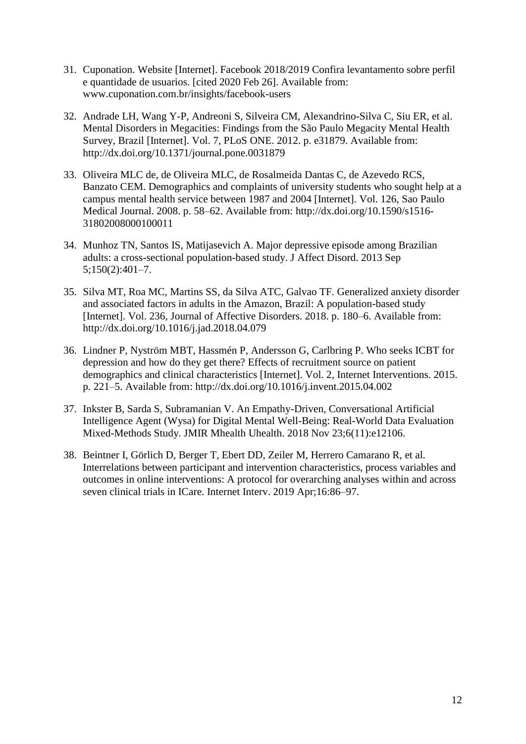31. Cuponation. Website [Internet]. Facebook 2018/2019 Confira levantamento sobre perfil e quantidade de usuarios. [cited 2020 Feb 26]. Available from: www.cuponation.com.br/insights/facebook-users

32. Andrade LH, Wang Y-P, Andreoni S, Silveira CM, Alexandrino-Silva C, Siu ER, et al. Mental Disorders in Megacities: Findings from the São Paulo Megacity Mental Health Survey, Brazil [Internet]. Vol. 7, PLoS ONE. 2012. p. e31879. Available from: http://dx.doi.org/10.1371/journal.pone.0031879

33. Oliveira MLC de, de Oliveira MLC, de Rosalmeida Dantas C, de Azevedo RCS, Banzato CEM. Demographics and complaints of university students who sought help at a campus mental health service between 1987 and 2004 [Internet]. Vol. 126, Sao Paulo Medical Journal. 2008. p. 58–62. Available from: http://dx.doi.org/10.1590/s1516-31802008000100011

34. Munhoz TN, Santos IS, Matijasevich A. Major depressive episode among Brazilian adults: a cross-sectional population-based study. J Affect Disord. 2013 Sep 5;150(2):401–7.

35. Silva MT, Roa MC, Martins SS, da Silva ATC, Galvao TF. Generalized anxiety disorder and associated factors in adults in the Amazon, Brazil: A population-based study [Internet]. Vol. 236, Journal of Affective Disorders. 2018. p. 180–6. Available from: http://dx.doi.org/10.1016/j.jad.2018.04.079

36. Lindner P, Nyström MBT, Hassmén P, Andersson G, Carlbring P. Who seeks ICBT for depression and how do they get there? Effects of recruitment source on patient demographics and clinical characteristics [Internet]. Vol. 2, Internet Interventions. 2015. p. 221–5. Available from: http://dx.doi.org/10.1016/j.invent.2015.04.002

37. Inkster B, Sarda S, Subramanian V. An Empathy-Driven, Conversational Artificial Intelligence Agent (Wysa) for Digital Mental Well-Being: Real-World Data Evaluation Mixed-Methods Study. JMIR Mhealth Uhealth. 2018 Nov 23;6(11):e12106.

38. Beintner I, Görlich D, Berger T, Ebert DD, Zeiler M, Herrero Camarano R, et al. Interrelations between participant and intervention characteristics, process variables and outcomes in online interventions: A protocol for overarching analyses within and across seven clinical trials in ICare. Internet Interv. 2019 Apr;16:86–97.